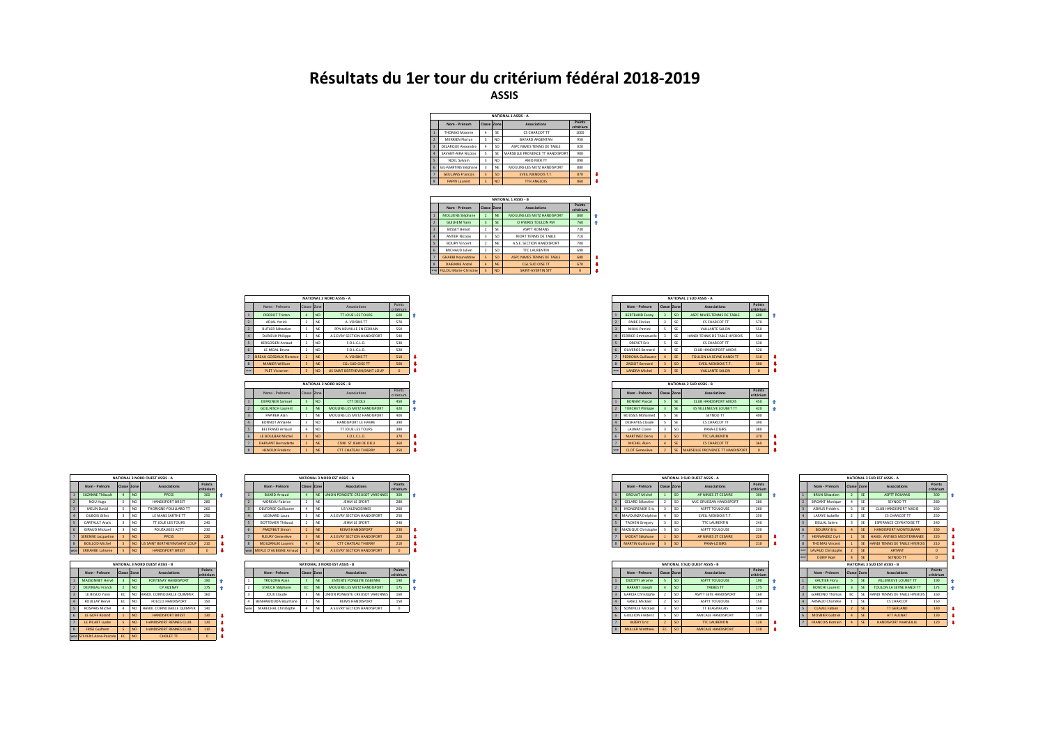# Résultats du 1er tour du critérium fédéral 2018-2019

## ASSIS

### NATIONAL 1 ASSIS - A

| | Nom - Prénom | Classe | Zone | Associations | Points critérium |
|---|---|---|---|---|---|
| 1 | THOMAS Maxime | 4 | SE | CS CHARCOT TT | 1000 |
| 2 | MERRIEN Florian | 3 | NO | BAYARD ARGENTAN | 950 |
| 3 | DELARQUE Alexandre | 4 | SO | ASPC NIMES TENNIS DE TABLE | 920 |
| 4 | SAVANT-AIRA Nicolas | 5 | SE | MARSEILLE PROVENCE TT HANDISPORT | 900 |
| 5 | NOEL Sylvain | 3 | NO | AMO MER TT | 890 |
| 6 | GIL-MARTINS Stéphane | 3 | NE | MOULINS LES METZ HANDISPORT | 880 |
| 7 | GOULIANS François | 3 | SO | EVEIL MENDOIS T.T. | 870 |
| 8 | PAPIN Laurent | 3 | NO | TTH ANGLOIS | 860 |

### NATIONAL 1 ASSIS - B

| | Nom - Prénom | Classe | Zone | Associations | Points critérium |
|---|---|---|---|---|---|
| 1 | MOULIENS Stéphane | 2 | NE | MOULINS LES METZ HANDISPORT | 800 |
| 2 | GUILHEM Yann | 3 | SE | O HYERES TOULON PM | 760 |
| 3 | BESSET Benoit | 2 | SE | ASPTT ROMANS | 730 |
| 4 | ANTIER Nicolas | 3 | SO | NIORT TENNIS DE TABLE | 710 |
| 5 | BOURY Vincent | 2 | NE | A.S.E. SECTION HANDISPORT | 700 |
| 6 | MICHAUD Julien | 2 | SO | TTC LAURENTIN | 690 |
| 7 | GHARBI Noureddine | 5 | SO | ASPC NIMES TENNIS DE TABLE | 680 |
| 8 | DAIRAINE André | 4 | NE | CGL SUD OISE TT | 670 |
| wo | FILLOU Marie-Christine | 3 | NO | SAINT-AVERTIN STT | 0 |

### NATIONAL 2 NORD ASSIS - A

| | Noms - Prénoms | Classe | Zone | Associations | Points critérium |
|---|---|---|---|---|---|
| 1 | PIERROT Tristan | 4 | NO | TT JOUE LES TOURS | 600 |
| 2 | ADJAL Yorick | 3 | NE | A. VOISINS TT | 570 |
| 3 | RUTLER Sébastien | 5 | NE | PPN NEUVILLE EN FERRAIN | 550 |
| 4 | DUREUX Philippe | 5 | NE | A.S.EVRY SECTION HANDISPORT | 540 |
| 5 | KERGOSIEN Arnaud | 3 | NO | F.O.L.C.L.O. | 530 |
| 6 | LE MOAL Bruno | 2 | NO | F.O.L.C.L.O. | 520 |
| 7 | SIREAU GOSSIAUX Florence | 2 | NE | A. VOISINS TT | 510 |
| 8 | MANIER William | 3 | NE | CGL SUD OISE TT | 500 |
| wo | PLET Victorien | 5 | NO | US SAINT BERTHEVIN/SAINT LOUP | 0 |

### NATIONAL 2 NORD ASSIS - B

| | Noms - Prénoms | Classe | Zone | Associations | Points critérium |
|---|---|---|---|---|---|
| 1 | DEFRENEIX Samuel | 5 | NO | CTT DEOLS | 450 |
| 2 | GOLLNISCH Laurent | 5 | NE | MOULINS LES METZ HANDISPORT | 420 |
| 3 | PAPIRER Alan | 1 | NE | MOULINS LES METZ HANDISPORT | 400 |
| 4 | BONNOT Annaelle | 5 | NO | HANDISPORT LE HAVRE | 390 |
| 5 | BELTRAND Arnaud | 4 | NO | TT JOUE LES TOURS | 380 |
| 6 | LE BOULBAR Michel | 5 | NO | F.O.L.C.L.O. | 370 |
| 7 | DARVANT Bernadette | 5 | NE | CSINI ST JEAN DE DIEU | 360 |
| 8 | HENOUX Frédéric | 5 | NE | CTT CHATEAU THIERRY | 350 |

### NATIONAL 2 SUD ASSIS - A

| | Nom - Prénom | Classe | Zone | Associations | Points critérium |
|---|---|---|---|---|---|
| 1 | BERTRAND Fanny | 3 | SO | ASPC NIMES TENNIS DE TABLE | 600 |
| 2 | PAIRE Florian | 3 | SE | CS CHARCOT TT | 570 |
| 3 | MUHL Patrick | 5 | SE | VAILLANTE SALON | 550 |
| 4 | FERRIER Emmanuelle | 3 | SE | HANDI TENNIS DE TABLE HYEROIS | 540 |
| 5 | DREVET Eric | 5 | SE | CS CHARCOT TT | 530 |
| 6 | OLIVEROS Bernard | 4 | SE | CLUB HANDISPORT AIXOIS | 520 |
| 7 | PEDRONA Guillaume | 4 | SE | TOULON LA SEYNE HANDI TT | 510 |
| 8 | ZASSOT Bernard | 3 | SO | EVEIL MENDOIS T.T. | 500 |
| wo | LANDRA Michel | 3 | SE | VAILLANTE SALON | 0 |

### NATIONAL 2 SUD ASSIS - B

| | Nom - Prénom | Classe | Zone | Associations | Points critérium |
|---|---|---|---|---|---|
| 1 | BONNAT Pascal | 5 | SE | CLUB HANDISPORT AIXOIS | 450 |
| 2 | TURCHET Philippe | 3 | SE | ES VILLENEUVE LOUBET TT | 420 |
| 3 | BOUSSIS Mohamed | 5 | SE | SEYNOD TT | 400 |
| 4 | DESHAYES Claude | 5 | SE | CS CHARCOT TT | 390 |
| 5 | LAUNAY Claire | 3 | SO | PANA-LOISIRS | 380 |
| 6 | MARTINEZ Denis | 3 | SO | TTC LAURENTIN | 370 |
| 7 | MICHEL Alain | 4 | SE | CS CHARCOT TT | 360 |
| wo | CLOT Geneviève | 2 | SE | MARSEILLE PROVENCE TT HANDISPORT | 0 |

### NATIONAL 3 NORD OUEST ASSIS - A

| | Nom - Prénom | Classe | Zone | Associations | Points critérium |
|---|---|---|---|---|---|
| 1 | SUZANNE Thibault | 4 | NO | PPCSS | 300 |
| 2 | NOU Hugo | 5 | NO | HANDISPORT BREST | 280 |
| 3 | MELIN David | 5 | NO | THORIGNE-FOUILLARD TT | 260 |
| 4 | DUBOIS Gilles | 3 | NO | LE MANS SARTHE TT | 250 |
| 5 | CARTAULT Anaïs | 3 | NO | TT JOUE LES TOURS | 240 |
| 6 | GIRAUD Mickael | 3 | NO | ROUZAUGES ACTT | 230 |
| 7 | SERENNE Jacqueline | 5 | NO | PPCSS | 220 |
| 8 | BOILLOD Michel | 5 | NO | US SAINT BERTHEVIN/SAINT LOUP | 210 |
| wo | ERRAHIBI Lahsene | 5 | NO | HANDISPORT BREST | 0 |

### NATIONAL 3 NORD OUEST ASSIS - B

| | Nom - Prénom | Classe | Zone | Associations | Points critérium |
|---|---|---|---|---|---|
| 1 | MASSONNET Hervé | 3 | NO | FONTENAY HANDISPORT | 190 |
| 2 | DEVINEAU Franck | 2 | NO | CP AIZENAY | 175 |
| 3 | LE BESCO Yann | EC | NO | HANDI. CORNOUAILLE QUIMPER | 160 |
| 4 | ROULLAY Hervé | EC | NO | FOLCLO HANDISPORT | 150 |
| 5 | ROSPARS Michel | 4 | NO | HANDI. CORNOUAILLE QUIMPER | 140 |
| 6 | LE GOFF Roland | 1 | NO | HANDISPORT BREST | 130 |
| 7 | LE PICART Lydie | 5 | NO | HANDISPORT RENNES CLUB | 120 |
| 8 | FRISE Guilhem | 5 | NO | HANDISPORT RENNES CLUB | 110 |
| wo | STEVENS Anne-Pascale | EC | NO | CHOLET TT | 0 |

### NATIONAL 3 NORD EST ASSIS - A

| | Nom - Prénom | Classe | Zone | Associations | Points critérium |
|---|---|---|---|---|---|
| 1 | BIJARD Arnaud | 4 | NE | UNION PONGISTE CREUSOT VARENNES | 300 |
| 2 | MOREAU Fabrice | 2 | NE | JEHM LE SPORT | 280 |
| 3 | DELFORGE Guillaume | 4 | NE | US VALENCIENNES | 260 |
| 4 | LEONARD Laura | 5 | NE | A.S.EVRY SECTION HANDISPORT | 250 |
| 5 | BOTTEMER Thibaud | 2 | NE | JEHM LE SPORT | 240 |
| 6 | PARZYBUT Simon | 2 | NE | REIMS HANDISPORT | 230 |
| 7 | FLEURY Geneviève | 3 | NE | A.S.EVRY SECTION HANDISPORT | 220 |
| 8 | MOUZANIUK Laurent | 4 | NE | CTT CHATEAU THIERRY | 210 |
| wo | MERLE D'AUBIGNE Arnaud | 2 | NE | A.S.EVRY SECTION HANDISPORT | 0 |

### NATIONAL 3 NORD EST ASSIS - B

| | Nom - Prénom | Classe | Zone | Associations | Points critérium |
|---|---|---|---|---|---|
| 1 | TROLONG Alain | 5 | NE | ENTENTE PONGISTE ISSEENNE | 190 |
| 2 | STAUCH Stéphane | EC | NE | MOULINS LES METZ HANDISPORT | 175 |
| 3 | JOUX Claude | 3 | NE | UNION PONGISTE CREUSOT VARENNES | 160 |
| 4 | BENHAMOUDA Bourhane | 1 | NE | REIMS HANDISPORT | 150 |
| wo | MARECHAL Christophe | 4 | NE | A.S.EVRY SECTION HANDISPORT | 0 |

### NATIONAL 3 SUD OUEST ASSIS - A

| | Nom - Prénom | Classe | Zone | Associations | Points critérium |
|---|---|---|---|---|---|
| 1 | BROUAT Michel | 1 | SO | AP NIMES ST CESAIRE | 300 |
| 2 | GELARD Sébastien | 2 | SO | MJC GRUISSAN HANDISPORT | 280 |
| 3 | MONGRENIER Eric | 3 | SO | ASPTT TOULOUSE | 260 |
| 4 | MAVOUNZA Delphine | 4 | SO | EVEIL MENDOIS T.T. | 250 |
| 5 | TACHEN Gregory | 3 | SO | TTC LAURENTIN | 240 |
| 6 | MAZUQUE Christophe | 5 | SO | ASPTT TOULOUSE | 230 |
| 7 | MODAT Stéphane | 1 | SO | AP NIMES ST CESAIRE | 220 |
| 8 | MARTIN Guillaume | 3 | SO | PANA-LOISIRS | 210 |

### NATIONAL 3 SUD OUEST ASSIS - B

| | Nom - Prénom | Classe | Zone | Associations | Points critérium |
|---|---|---|---|---|---|
| 1 | DEZOTTI Jérome | 5 | SO | ASPTT TOULOUSE | 190 |
| 2 | HARANT Joseph | 4 | SO | TREBES TT | 175 |
| 3 | GARCIA Christophe | 2 | SO | ASPTT SETE HANDISPORT | 160 |
| 4 | GRALL Mickael | 2 | SO | ASPTT TOULOUSE | 150 |
| 5 | SOMVILLE Mickael | 3 | SO | TT BLAGNACAIS | 140 |
| 6 | GUILLION Frédéric | 5 | SO | AMICALE HANDISPORT | 130 |
| 7 | BIZERY Eric | 2 | SO | TTC LAURENTIN | 120 |
| 8 | MULLER Matthieu | EC | SO | AMICALE HANDISPORT | 110 |

### NATIONAL 3 SUD EST ASSIS - A

| | Nom - Prénom | Classe | Zone | Associations | Points critérium |
|---|---|---|---|---|---|
| 1 | BRUN Sébastien | 2 | SE | ASPTT ROMANS | 300 |
| 2 | SIRGANT Monique | 4 | SE | SEYNOD TT | 280 |
| 3 | ASMUS Frédéric | 5 | SE | CLUB HANDISPORT AIXOIS | 260 |
| 4 | LAFAYE Isabelle | 2 | SE | CS CHARCOT TT | 250 |
| 5 | DELLAL Salem | 3 | SE | ESPERANCE CEYRATOISE TT | 240 |
| 6 | BOURRY Eric | 4 | SE | HANDISPORT MONTELIMAR | 230 |
| 7 | HERNANDEZ Cyril | 1 | SE | HANDI. ANTIBES MEDITERRANEE | 220 |
| wo | LAVAUD Christophe | 2 | SE | ARTANT | 0 |
| wo | DURIF Noel | 4 | SE | SEYNOD TT | 0 |

### NATIONAL 3 SUD EST ASSIS - B

| | Nom - Prénom | Classe | Zone | Associations | Points critérium |
|---|---|---|---|---|---|
| 1 | VAUTIER Flora | 5 | SE | VILLENEUVE LOUBET TT | 190 |
| 2 | RONCHI Laurent | 3 | SE | TOULON LA SEYNE HANDI TT | 175 |
| 3 | GIARDINO Thomas | EC | SE | HANDI TENNIS DE TABLE HYEROIS | 160 |
| 4 | ARNAUD Charlène | 1 | SE | CS CHARCOT | 150 |
| 5 | CLAVEL Fabien | 2 | SE | TT GERLAND | 140 |
| 6 | MOSNIER Gabriel | 4 | SE | ATT AULNAT | 130 |
| 7 | FRANCOIS Romain | 4 | SE | HANDISPORT MARSEILLE | 120 |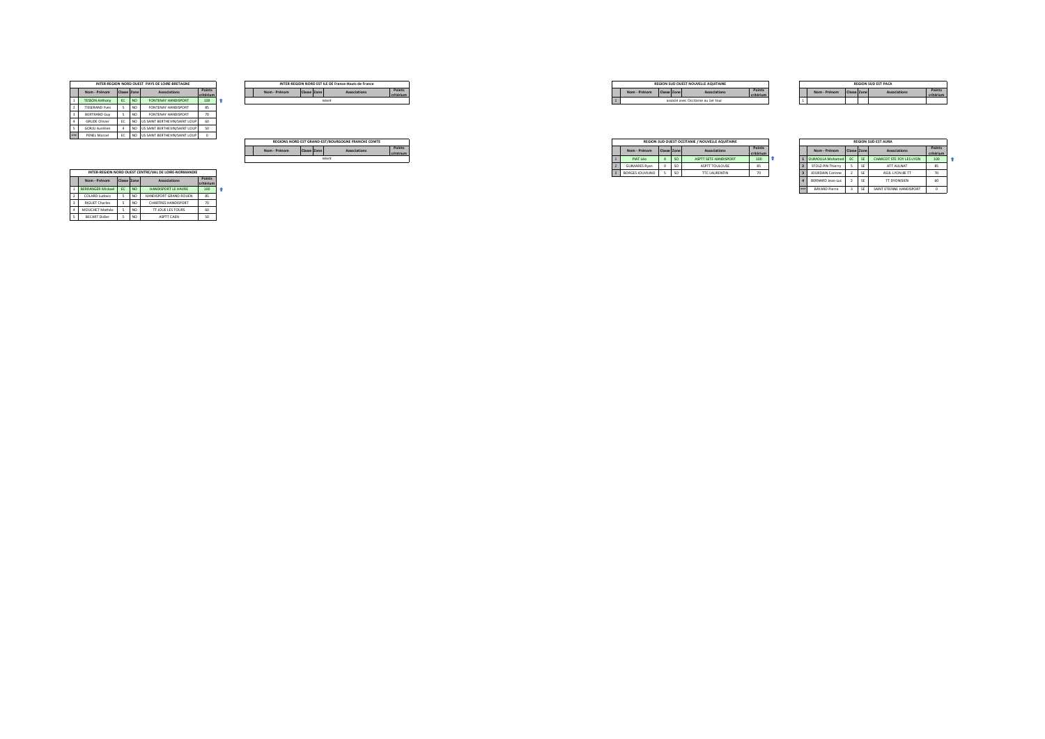| INTER-REGION NORD OUEST PAYS DE LOIRE-BRETAGNE | | | | | |
|---|---|---|---|---|---|
| | Nom - Prénom | Classe | Zone | Associations | Points critérium |
| 1 | TESSON Anthony | EC | NO | FONTENAY HANDISPORT | 100 |
| 2 | TISSERAND Yves | 5 | NO | FONTENAY HANDISPORT | 85 |
| 3 | BERTRAND Guy | 5 | NO | FONTENAY HANDISPORT | 70 |
| 4 | GRUDE Olivier | EC | NO | US SAINT BERTHEVIN/SAINT LOUP | 60 |
| 5 | GORJU Aurélien | 4 | NO | US SAINT BERTHEVIN/SAINT LOUP | 50 |
| ---- | PENEL Marcel | EC | NO | US SAINT BERTHEVIN/SAINT LOUP | 0 |

| INTER-REGION NORD OUEST CENTRE/VAL DE LOIRE-NORMANDIE | | | | | |
|---|---|---|---|---|---|
| | Nom - Prénom | Classe | Zone | Associations | Points critérium |
| 1 | BERRANGER Mickael | EC | NO | HANDISPORT LE HAVRE | 100 |
| 2 | COLARD Ludovic | 5 | NO | HANDISPORT GRAND ROUEN | 85 |
| 3 | RIGUET Charles | 5 | NO | CHARTRES HANDISPORT | 70 |
| 4 | MOUCHET Mathéo | 5 | NO | TT JOUE LES TOURS | 60 |
| 5 | BECART Didier | 5 | NO | ASPTT CAEN | 50 |

| INTER-REGION NORD EST ILE DE France-Hauts de France | | | | | |
|---|---|---|---|---|---|
| | Nom - Prénom | Classe | Zone | Associations | Points critérium |
| | néant | | | | |

| REGIONS NORD EST GRAND-EST/BOURGOGNE FRANCHE COMTE | | | | | |
|---|---|---|---|---|---|
| | Nom - Prénom | Classe | Zone | Associations | Points critérium |
| | néant | | | | |

| REGION SUD OUEST NOUVELLE AQUITAINE | | | | | |
|---|---|---|---|---|---|
| | Nom - Prénom | Classe | Zone | Associations | Points critérium |
| 1 | associé avec Occitanie au 1er tour | | | | |

| REGION SUD OUEST OCCITANIE / NOUVELLE AQUITAINE | | | | | |
|---|---|---|---|---|---|
| | Nom - Prénom | Classe | Zone | Associations | Points critérium |
| 1 | PIAT Léo | 4 | SO | ASPTT SETE HANDISPORT | 100 |
| 2 | GUIMARES Ryan | 0 | SO | ASPTT TOULOUSE | 85 |
| 3 | BORGES JOUVILINO | 5 | SO | TTC LAURENTIN | 70 |

| REGION SUD EST PACA | | | | | |
|---|---|---|---|---|---|
| | Nom - Prénom | Classe | Zone | Associations | Points critérium |
| 1 | | | | | |

| REGION SUD EST AURA | | | | | |
|---|---|---|---|---|---|
| | Nom - Prénom | Classe | Zone | Associations | Points critérium |
| 1 | OUMOULA Mohamed | EC | SE | CHARCOT STE FOY LES LYON | 100 |
| 2 | STOLZ-PIN Thierry | 5 | SE | ATT AULNAT | 85 |
| 3 | JOURDAIN Corinne | 2 | SE | ASUL LYON 8E TT | 70 |
| 4 | BERNARD Jean-Luc | 2 | SE | TT DYONISIEN | 60 |
| ---- | BAYARD Pierre | 3 | SE | SAINT ETIENNE HANDISPORT | 0 |